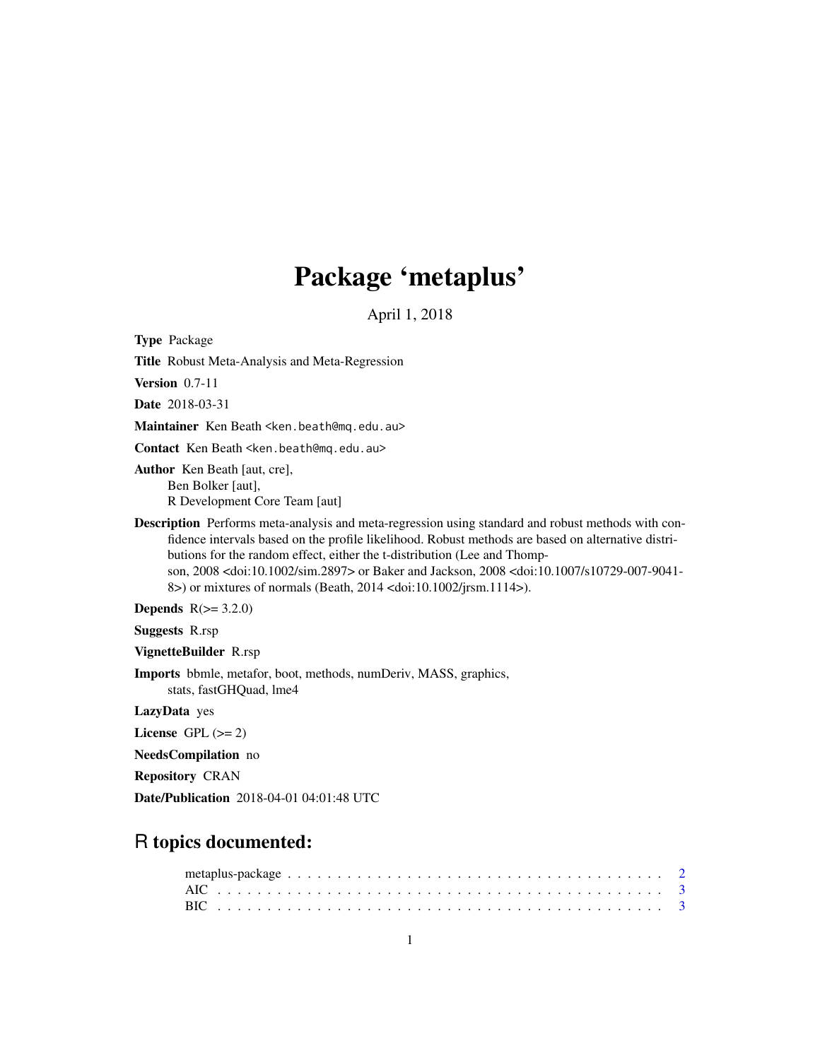# Package 'metaplus'

April 1, 2018

**Type** Package

**Title** Robust Meta-Analysis and Meta-Regression

**Version** 0.7-11

**Date** 2018-03-31

**Maintainer** Ken Beath <ken.beath@mq.edu.au>

**Contact** Ken Beath <ken.beath@mq.edu.au>

**Author** Ken Beath [aut, cre],
Ben Bolker [aut],
R Development Core Team [aut]

**Description** Performs meta-analysis and meta-regression using standard and robust methods with confidence intervals based on the profile likelihood. Robust methods are based on alternative distributions for the random effect, either the t-distribution (Lee and Thompson, 2008 <doi:10.1002/sim.2897> or Baker and Jackson, 2008 <doi:10.1007/s10729-007-9041-8>) or mixtures of normals (Beath, 2014 <doi:10.1002/jrsm.1114>).

**Depends** R(>= 3.2.0)

**Suggests** R.rsp

**VignetteBuilder** R.rsp

**Imports** bbmle, metafor, boot, methods, numDeriv, MASS, graphics, stats, fastGHQuad, lme4

**LazyData** yes

**License** GPL (>= 2)

**NeedsCompilation** no

**Repository** CRAN

**Date/Publication** 2018-04-01 04:01:48 UTC

## R topics documented:

metaplus-package . . . . . . . . . . . . . . . . . . . . . . . . . . . . . . . . . . . . . . 2
AIC . . . . . . . . . . . . . . . . . . . . . . . . . . . . . . . . . . . . . . . . . . . . . 3
BIC . . . . . . . . . . . . . . . . . . . . . . . . . . . . . . . . . . . . . . . . . . . . . 3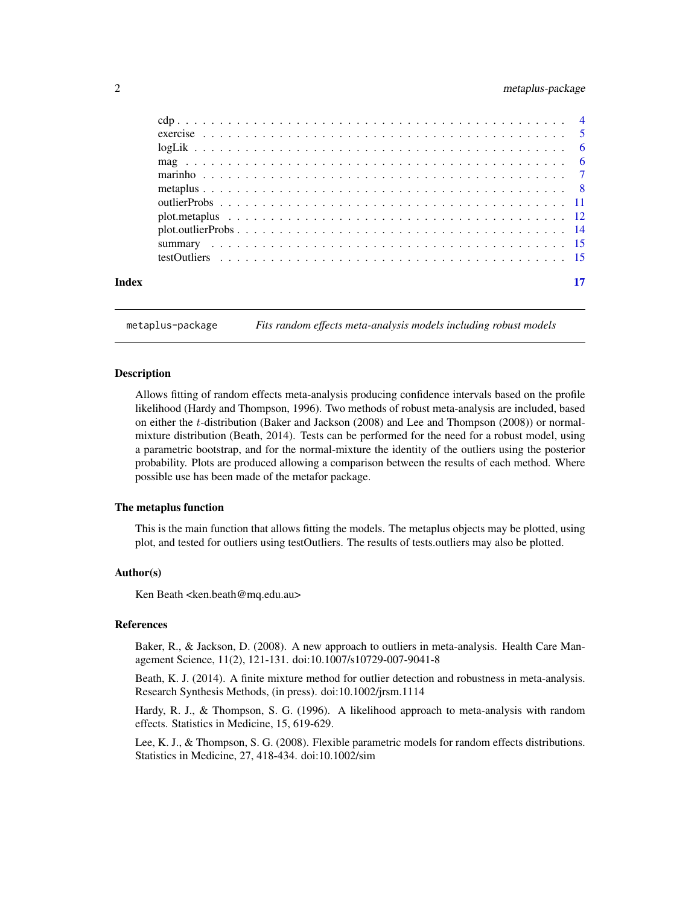| | |
|---|---|
| cdp | 4 |
| exercise | 5 |
| logLik | 6 |
| mag | 6 |
| marinho | 7 |
| metaplus | 8 |
| outlierProbs | 11 |
| plot.metaplus | 12 |
| plot.outlierProbs | 14 |
| summary | 15 |
| testOutliers | 15 |
| **Index** | **17** |

---

`metaplus-package` *Fits random effects meta-analysis models including robust models*

---

## Description

Allows fitting of random effects meta-analysis producing confidence intervals based on the profile likelihood (Hardy and Thompson, 1996). Two methods of robust meta-analysis are included, based on either the $t$-distribution (Baker and Jackson (2008) and Lee and Thompson (2008)) or normal-mixture distribution (Beath, 2014). Tests can be performed for the need for a robust model, using a parametric bootstrap, and for the normal-mixture the identity of the outliers using the posterior probability. Plots are produced allowing a comparison between the results of each method. Where possible use has been made of the metafor package.

## The metaplus function

This is the main function that allows fitting the models. The metaplus objects may be plotted, using plot, and tested for outliers using testOutliers. The results of tests.outliers may also be plotted.

## Author(s)

Ken Beath <ken.beath@mq.edu.au>

## References

Baker, R., & Jackson, D. (2008). A new approach to outliers in meta-analysis. Health Care Management Science, 11(2), 121-131. doi:10.1007/s10729-007-9041-8

Beath, K. J. (2014). A finite mixture method for outlier detection and robustness in meta-analysis. Research Synthesis Methods, (in press). doi:10.1002/jrsm.1114

Hardy, R. J., & Thompson, S. G. (1996). A likelihood approach to meta-analysis with random effects. Statistics in Medicine, 15, 619-629.

Lee, K. J., & Thompson, S. G. (2008). Flexible parametric models for random effects distributions. Statistics in Medicine, 27, 418-434. doi:10.1002/sim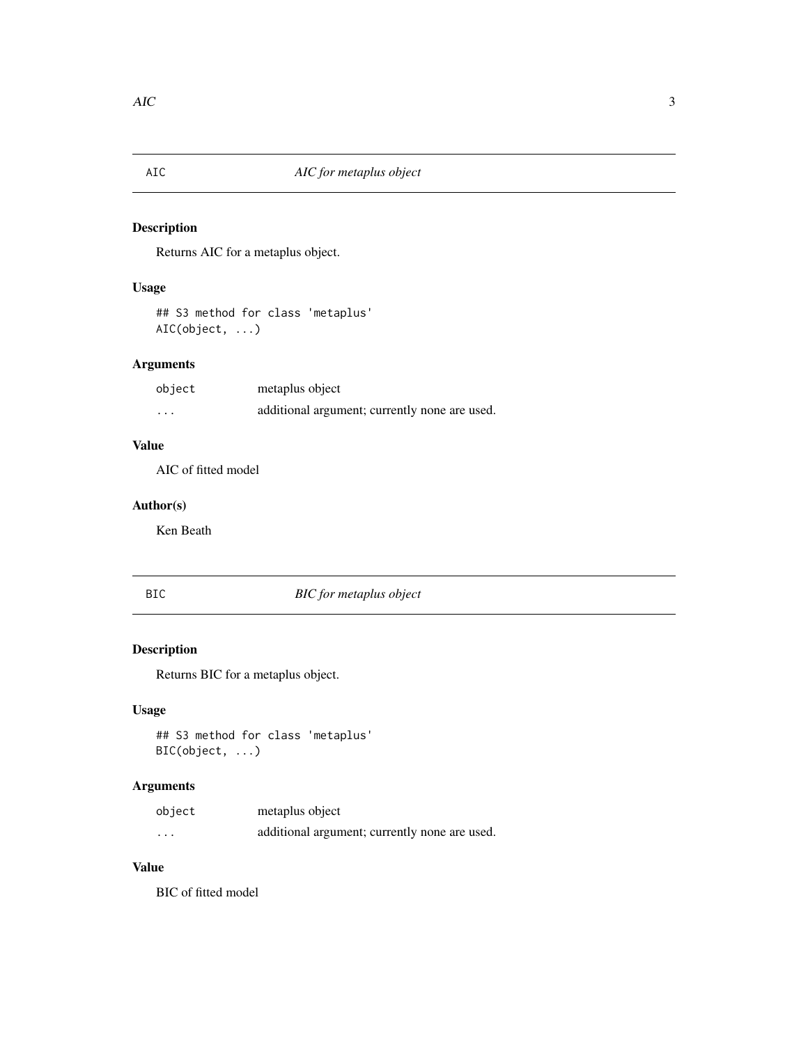## AIC — *AIC for metaplus object*

### Description

Returns AIC for a metaplus object.

### Usage

```
## S3 method for class 'metaplus'
AIC(object, ...)
```

### Arguments

| | |
|---|---|
| `object` | metaplus object |
| `...` | additional argument; currently none are used. |

### Value

AIC of fitted model

### Author(s)

Ken Beath

## BIC — *BIC for metaplus object*

### Description

Returns BIC for a metaplus object.

### Usage

```
## S3 method for class 'metaplus'
BIC(object, ...)
```

### Arguments

| | |
|---|---|
| `object` | metaplus object |
| `...` | additional argument; currently none are used. |

### Value

BIC of fitted model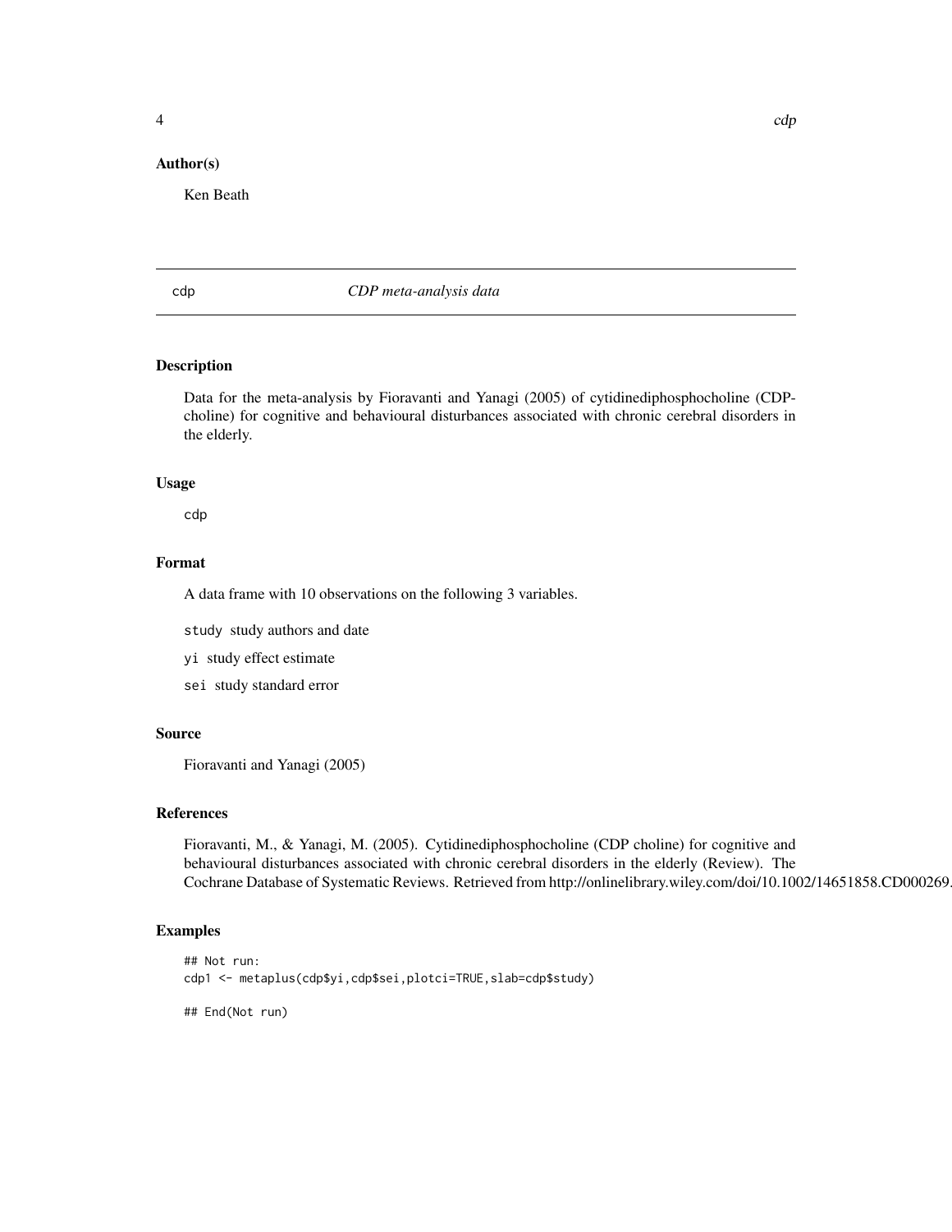## Author(s)

Ken Beath

---

`cdp` *CDP meta-analysis data*

---

### Description

Data for the meta-analysis by Fioravanti and Yanagi (2005) of cytidinediphosphocholine (CDP-choline) for cognitive and behavioural disturbances associated with chronic cerebral disorders in the elderly.

### Usage

```
cdp
```

### Format

A data frame with 10 observations on the following 3 variables.

- `study` study authors and date
- `yi` study effect estimate
- `sei` study standard error

### Source

Fioravanti and Yanagi (2005)

### References

Fioravanti, M., & Yanagi, M. (2005). Cytidinediphosphocholine (CDP choline) for cognitive and behavioural disturbances associated with chronic cerebral disorders in the elderly (Review). The Cochrane Database of Systematic Reviews. Retrieved from http://onlinelibrary.wiley.com/doi/10.1002/14651858.CD000269.

### Examples

```
## Not run:
cdp1 <- metaplus(cdp$yi,cdp$sei,plotci=TRUE,slab=cdp$study)

## End(Not run)
```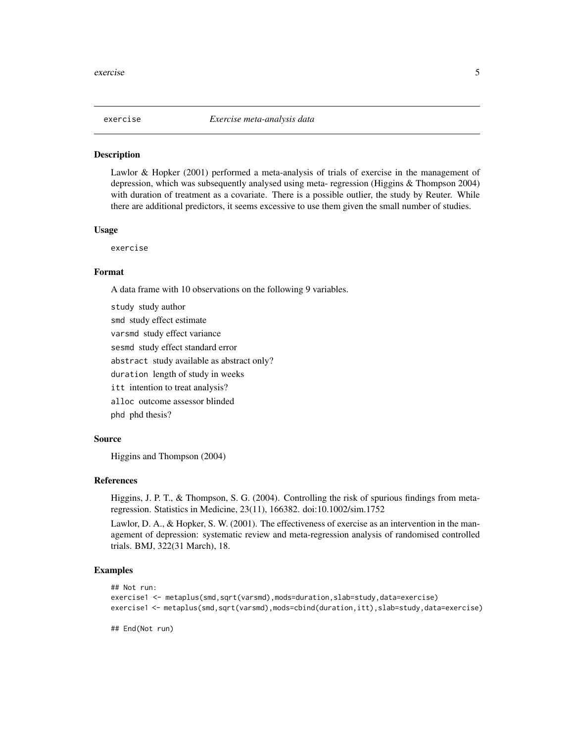exercise *Exercise meta-analysis data*

## Description

Lawlor & Hopker (2001) performed a meta-analysis of trials of exercise in the management of depression, which was subsequently analysed using meta- regression (Higgins & Thompson 2004) with duration of treatment as a covariate. There is a possible outlier, the study by Reuter. While there are additional predictors, it seems excessive to use them given the small number of studies.

## Usage

```
exercise
```

## Format

A data frame with 10 observations on the following 9 variables.

`study` study author

`smd` study effect estimate

`varsmd` study effect variance

`sesmd` study effect standard error

`abstract` study available as abstract only?

`duration` length of study in weeks

`itt` intention to treat analysis?

`alloc` outcome assessor blinded

`phd` phd thesis?

## Source

Higgins and Thompson (2004)

## References

Higgins, J. P. T., & Thompson, S. G. (2004). Controlling the risk of spurious findings from meta-regression. Statistics in Medicine, 23(11), 166382. doi:10.1002/sim.1752

Lawlor, D. A., & Hopker, S. W. (2001). The effectiveness of exercise as an intervention in the management of depression: systematic review and meta-regression analysis of randomised controlled trials. BMJ, 322(31 March), 18.

## Examples

```
## Not run:
exercise1 <- metaplus(smd,sqrt(varsmd),mods=duration,slab=study,data=exercise)
exercise1 <- metaplus(smd,sqrt(varsmd),mods=cbind(duration,itt),slab=study,data=exercise)

## End(Not run)
```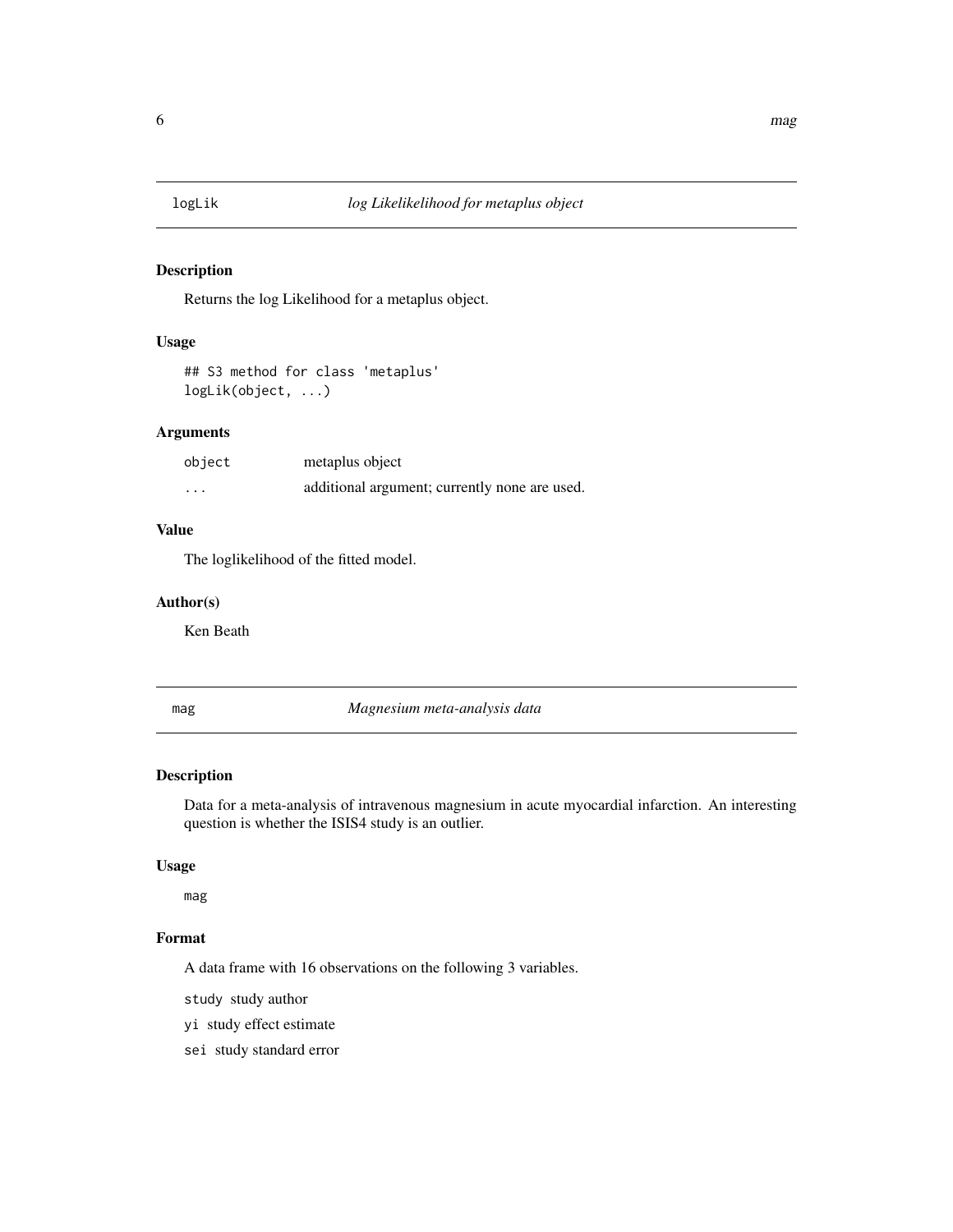## logLik — *log Likelikelihood for metaplus object*

### Description

Returns the log Likelihood for a metaplus object.

### Usage

```
## S3 method for class 'metaplus'
logLik(object, ...)
```

### Arguments

| | |
|---|---|
| `object` | metaplus object |
| `...` | additional argument; currently none are used. |

### Value

The loglikelihood of the fitted model.

### Author(s)

Ken Beath

## mag — *Magnesium meta-analysis data*

### Description

Data for a meta-analysis of intravenous magnesium in acute myocardial infarction. An interesting question is whether the ISIS4 study is an outlier.

### Usage

```
mag
```

### Format

A data frame with 16 observations on the following 3 variables.

- `study` study author
- `yi` study effect estimate
- `sei` study standard error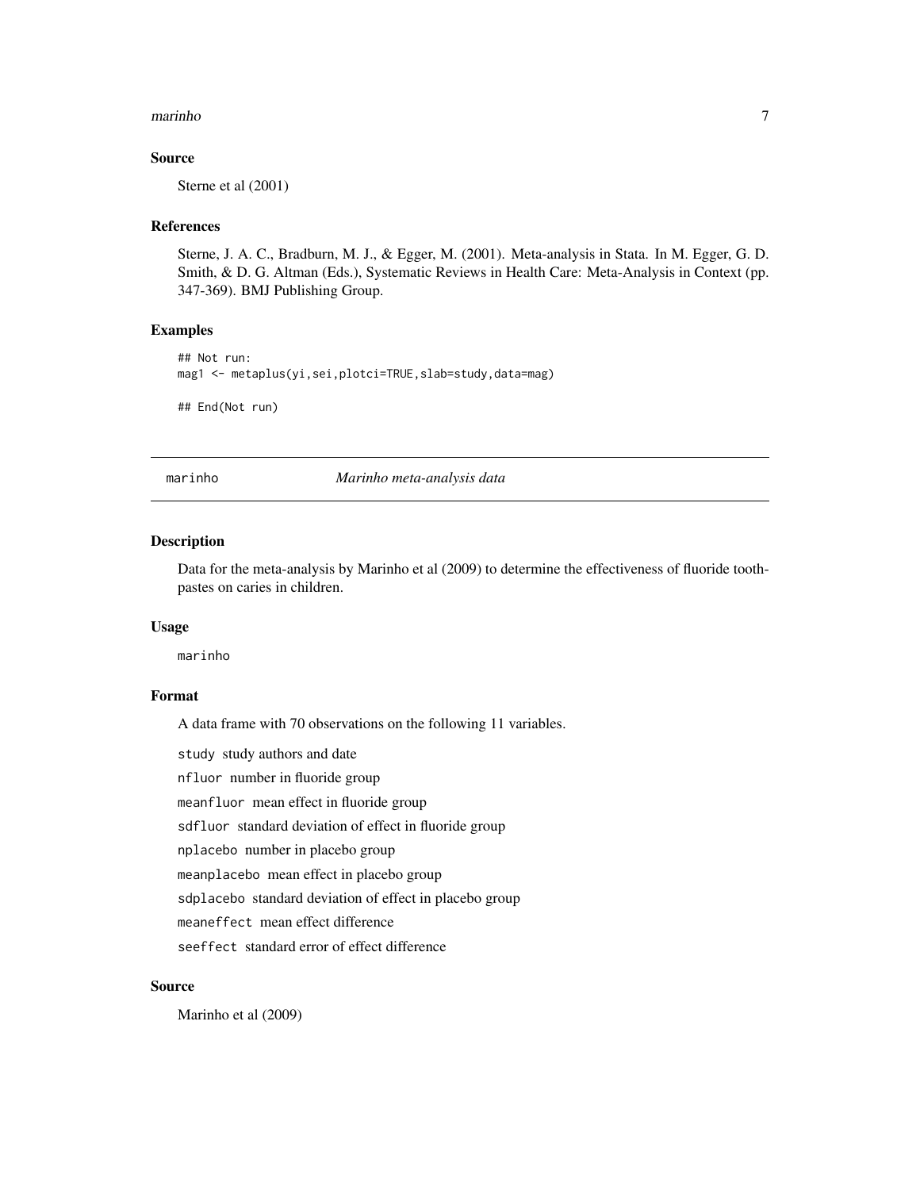## Source

Sterne et al (2001)

## References

Sterne, J. A. C., Bradburn, M. J., & Egger, M. (2001). Meta-analysis in Stata. In M. Egger, G. D. Smith, & D. G. Altman (Eds.), Systematic Reviews in Health Care: Meta-Analysis in Context (pp. 347-369). BMJ Publishing Group.

## Examples

```
## Not run:
mag1 <- metaplus(yi,sei,plotci=TRUE,slab=study,data=mag)

## End(Not run)
```

---

# marinho *Marinho meta-analysis data*

---

## Description

Data for the meta-analysis by Marinho et al (2009) to determine the effectiveness of fluoride toothpastes on caries in children.

## Usage

```
marinho
```

## Format

A data frame with 70 observations on the following 11 variables.

- `study` study authors and date
- `nfluor` number in fluoride group
- `meanfluor` mean effect in fluoride group
- `sdfluor` standard deviation of effect in fluoride group
- `nplacebo` number in placebo group
- `meanplacebo` mean effect in placebo group
- `sdplacebo` standard deviation of effect in placebo group
- `meaneffect` mean effect difference
- `seeffect` standard error of effect difference

## Source

Marinho et al (2009)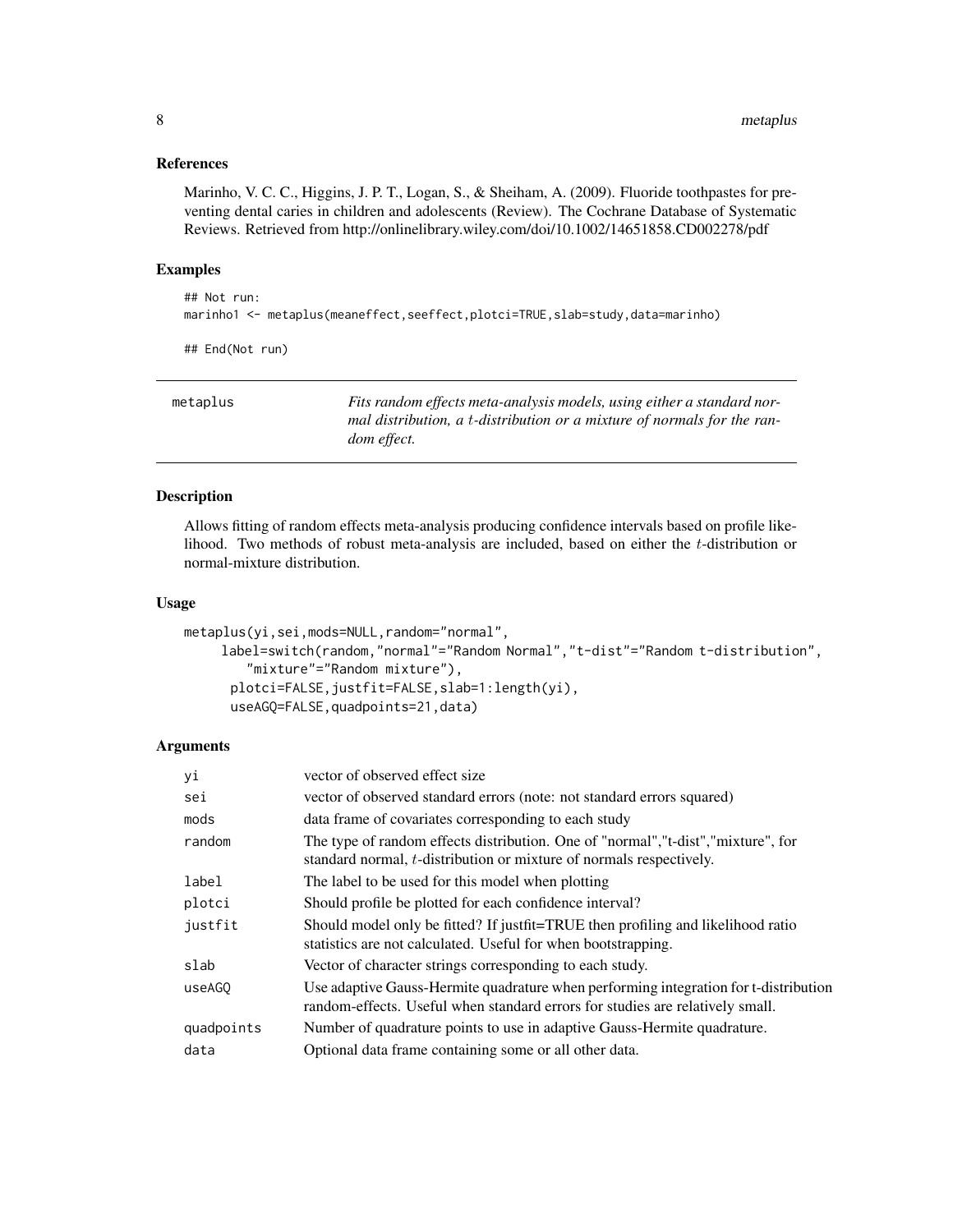### References

Marinho, V. C. C., Higgins, J. P. T., Logan, S., & Sheiham, A. (2009). Fluoride toothpastes for preventing dental caries in children and adolescents (Review). The Cochrane Database of Systematic Reviews. Retrieved from http://onlinelibrary.wiley.com/doi/10.1002/14651858.CD002278/pdf

### Examples

```
## Not run:
marinho1 <- metaplus(meaneffect,seeffect,plotci=TRUE,slab=study,data=marinho)

## End(Not run)
```

---

## metaplus

*Fits random effects meta-analysis models, using either a standard normal distribution, a $t$-distribution or a mixture of normals for the random effect.*

---

### Description

Allows fitting of random effects meta-analysis producing confidence intervals based on profile likelihood. Two methods of robust meta-analysis are included, based on either the $t$-distribution or normal-mixture distribution.

### Usage

```
metaplus(yi,sei,mods=NULL,random="normal",
     label=switch(random,"normal"="Random Normal","t-dist"="Random t-distribution",
        "mixture"="Random mixture"),
      plotci=FALSE,justfit=FALSE,slab=1:length(yi),
      useAGQ=FALSE,quadpoints=21,data)
```

### Arguments

| | |
|---|---|
| yi | vector of observed effect size |
| sei | vector of observed standard errors (note: not standard errors squared) |
| mods | data frame of covariates corresponding to each study |
| random | The type of random effects distribution. One of "normal","t-dist","mixture", for standard normal, $t$-distribution or mixture of normals respectively. |
| label | The label to be used for this model when plotting |
| plotci | Should profile be plotted for each confidence interval? |
| justfit | Should model only be fitted? If justfit=TRUE then profiling and likelihood ratio statistics are not calculated. Useful for when bootstrapping. |
| slab | Vector of character strings corresponding to each study. |
| useAGQ | Use adaptive Gauss-Hermite quadrature when performing integration for t-distribution random-effects. Useful when standard errors for studies are relatively small. |
| quadpoints | Number of quadrature points to use in adaptive Gauss-Hermite quadrature. |
| data | Optional data frame containing some or all other data. |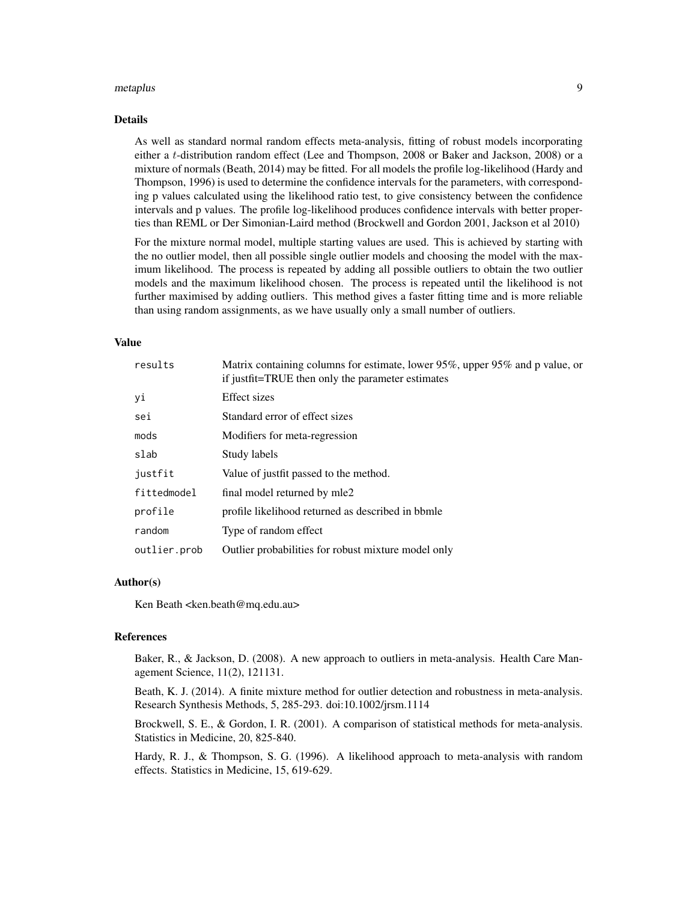## Details

As well as standard normal random effects meta-analysis, fitting of robust models incorporating either a $t$-distribution random effect (Lee and Thompson, 2008 or Baker and Jackson, 2008) or a mixture of normals (Beath, 2014) may be fitted. For all models the profile log-likelihood (Hardy and Thompson, 1996) is used to determine the confidence intervals for the parameters, with corresponding p values calculated using the likelihood ratio test, to give consistency between the confidence intervals and p values. The profile log-likelihood produces confidence intervals with better properties than REML or Der Simonian-Laird method (Brockwell and Gordon 2001, Jackson et al 2010)

For the mixture normal model, multiple starting values are used. This is achieved by starting with the no outlier model, then all possible single outlier models and choosing the model with the maximum likelihood. The process is repeated by adding all possible outliers to obtain the two outlier models and the maximum likelihood chosen. The process is repeated until the likelihood is not further maximised by adding outliers. This method gives a faster fitting time and is more reliable than using random assignments, as we have usually only a small number of outliers.

## Value

| | |
|---|---|
| `results` | Matrix containing columns for estimate, lower 95%, upper 95% and p value, or if justfit=TRUE then only the parameter estimates |
| `yi` | Effect sizes |
| `sei` | Standard error of effect sizes |
| `mods` | Modifiers for meta-regression |
| `slab` | Study labels |
| `justfit` | Value of justfit passed to the method. |
| `fittedmodel` | final model returned by mle2 |
| `profile` | profile likelihood returned as described in bbmle |
| `random` | Type of random effect |
| `outlier.prob` | Outlier probabilities for robust mixture model only |

## Author(s)

Ken Beath <ken.beath@mq.edu.au>

## References

Baker, R., & Jackson, D. (2008). A new approach to outliers in meta-analysis. Health Care Management Science, 11(2), 121131.

Beath, K. J. (2014). A finite mixture method for outlier detection and robustness in meta-analysis. Research Synthesis Methods, 5, 285-293. doi:10.1002/jrsm.1114

Brockwell, S. E., & Gordon, I. R. (2001). A comparison of statistical methods for meta-analysis. Statistics in Medicine, 20, 825-840.

Hardy, R. J., & Thompson, S. G. (1996). A likelihood approach to meta-analysis with random effects. Statistics in Medicine, 15, 619-629.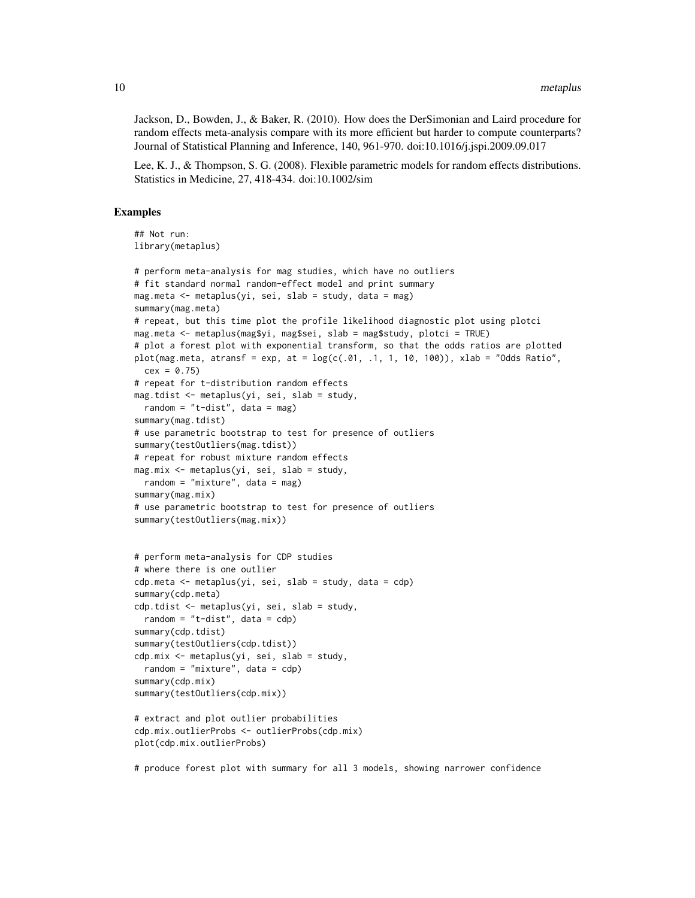Jackson, D., Bowden, J., & Baker, R. (2010). How does the DerSimonian and Laird procedure for random effects meta-analysis compare with its more efficient but harder to compute counterparts? Journal of Statistical Planning and Inference, 140, 961-970. doi:10.1016/j.jspi.2009.09.017

Lee, K. J., & Thompson, S. G. (2008). Flexible parametric models for random effects distributions. Statistics in Medicine, 27, 418-434. doi:10.1002/sim

## Examples

```
## Not run:
library(metaplus)

# perform meta-analysis for mag studies, which have no outliers
# fit standard normal random-effect model and print summary
mag.meta <- metaplus(yi, sei, slab = study, data = mag)
summary(mag.meta)
# repeat, but this time plot the profile likelihood diagnostic plot using plotci
mag.meta <- metaplus(mag$yi, mag$sei, slab = mag$study, plotci = TRUE)
# plot a forest plot with exponential transform, so that the odds ratios are plotted
plot(mag.meta, atransf = exp, at = log(c(.01, .1, 1, 10, 100)), xlab = "Odds Ratio",
  cex = 0.75)
# repeat for t-distribution random effects
mag.tdist <- metaplus(yi, sei, slab = study,
  random = "t-dist", data = mag)
summary(mag.tdist)
# use parametric bootstrap to test for presence of outliers
summary(testOutliers(mag.tdist))
# repeat for robust mixture random effects
mag.mix <- metaplus(yi, sei, slab = study,
  random = "mixture", data = mag)
summary(mag.mix)
# use parametric bootstrap to test for presence of outliers
summary(testOutliers(mag.mix))


# perform meta-analysis for CDP studies
# where there is one outlier
cdp.meta <- metaplus(yi, sei, slab = study, data = cdp)
summary(cdp.meta)
cdp.tdist <- metaplus(yi, sei, slab = study,
  random = "t-dist", data = cdp)
summary(cdp.tdist)
summary(testOutliers(cdp.tdist))
cdp.mix <- metaplus(yi, sei, slab = study,
  random = "mixture", data = cdp)
summary(cdp.mix)
summary(testOutliers(cdp.mix))

# extract and plot outlier probabilities
cdp.mix.outlierProbs <- outlierProbs(cdp.mix)
plot(cdp.mix.outlierProbs)

# produce forest plot with summary for all 3 models, showing narrower confidence
```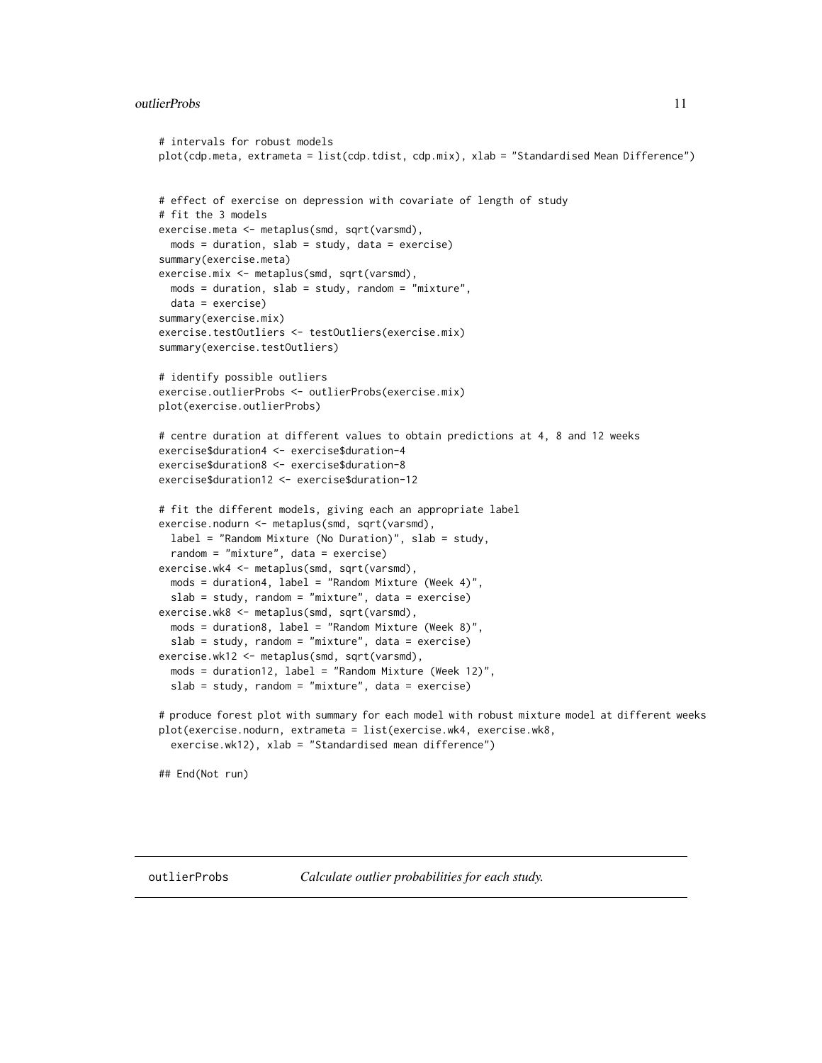```
# intervals for robust models
plot(cdp.meta, extrameta = list(cdp.tdist, cdp.mix), xlab = "Standardised Mean Difference")


# effect of exercise on depression with covariate of length of study
# fit the 3 models
exercise.meta <- metaplus(smd, sqrt(varsmd),
  mods = duration, slab = study, data = exercise)
summary(exercise.meta)
exercise.mix <- metaplus(smd, sqrt(varsmd),
  mods = duration, slab = study, random = "mixture",
  data = exercise)
summary(exercise.mix)
exercise.testOutliers <- testOutliers(exercise.mix)
summary(exercise.testOutliers)

# identify possible outliers
exercise.outlierProbs <- outlierProbs(exercise.mix)
plot(exercise.outlierProbs)

# centre duration at different values to obtain predictions at 4, 8 and 12 weeks
exercise$duration4 <- exercise$duration-4
exercise$duration8 <- exercise$duration-8
exercise$duration12 <- exercise$duration-12

# fit the different models, giving each an appropriate label
exercise.nodurn <- metaplus(smd, sqrt(varsmd),
  label = "Random Mixture (No Duration)", slab = study,
  random = "mixture", data = exercise)
exercise.wk4 <- metaplus(smd, sqrt(varsmd),
  mods = duration4, label = "Random Mixture (Week 4)",
  slab = study, random = "mixture", data = exercise)
exercise.wk8 <- metaplus(smd, sqrt(varsmd),
  mods = duration8, label = "Random Mixture (Week 8)",
  slab = study, random = "mixture", data = exercise)
exercise.wk12 <- metaplus(smd, sqrt(varsmd),
  mods = duration12, label = "Random Mixture (Week 12)",
  slab = study, random = "mixture", data = exercise)

# produce forest plot with summary for each model with robust mixture model at different weeks
plot(exercise.nodurn, extrameta = list(exercise.wk4, exercise.wk8,
  exercise.wk12), xlab = "Standardised mean difference")

## End(Not run)
```

---

## outlierProbs *Calculate outlier probabilities for each study.*

---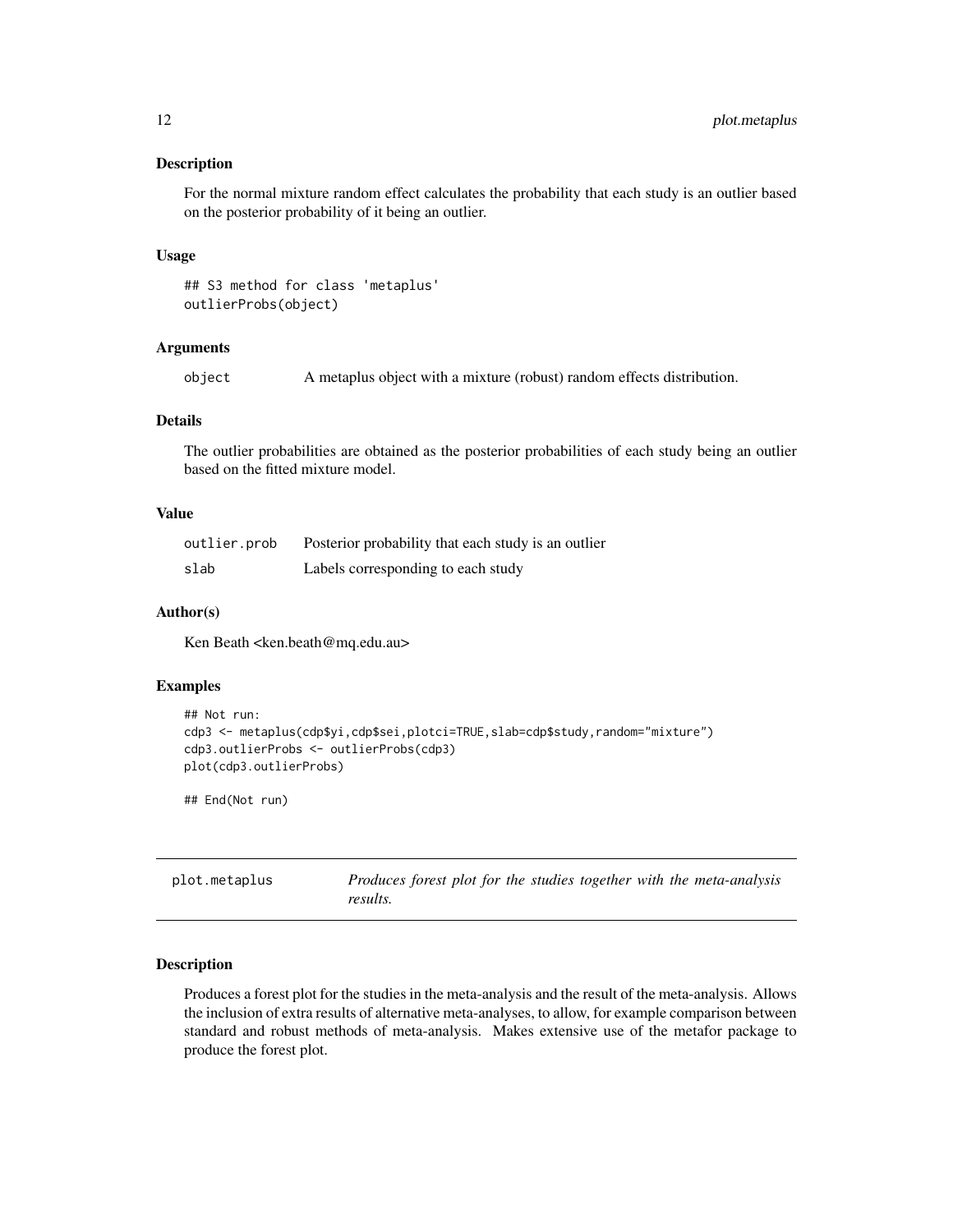## Description

For the normal mixture random effect calculates the probability that each study is an outlier based on the posterior probability of it being an outlier.

## Usage

```
## S3 method for class 'metaplus'
outlierProbs(object)
```

## Arguments

| | |
|---|---|
| object | A metaplus object with a mixture (robust) random effects distribution. |

## Details

The outlier probabilities are obtained as the posterior probabilities of each study being an outlier based on the fitted mixture model.

## Value

| | |
|---|---|
| outlier.prob | Posterior probability that each study is an outlier |
| slab | Labels corresponding to each study |

## Author(s)

Ken Beath <ken.beath@mq.edu.au>

## Examples

```
## Not run:
cdp3 <- metaplus(cdp$yi,cdp$sei,plotci=TRUE,slab=cdp$study,random="mixture")
cdp3.outlierProbs <- outlierProbs(cdp3)
plot(cdp3.outlierProbs)

## End(Not run)
```

---

# plot.metaplus — *Produces forest plot for the studies together with the meta-analysis results.*

---

## Description

Produces a forest plot for the studies in the meta-analysis and the result of the meta-analysis. Allows the inclusion of extra results of alternative meta-analyses, to allow, for example comparison between standard and robust methods of meta-analysis. Makes extensive use of the metafor package to produce the forest plot.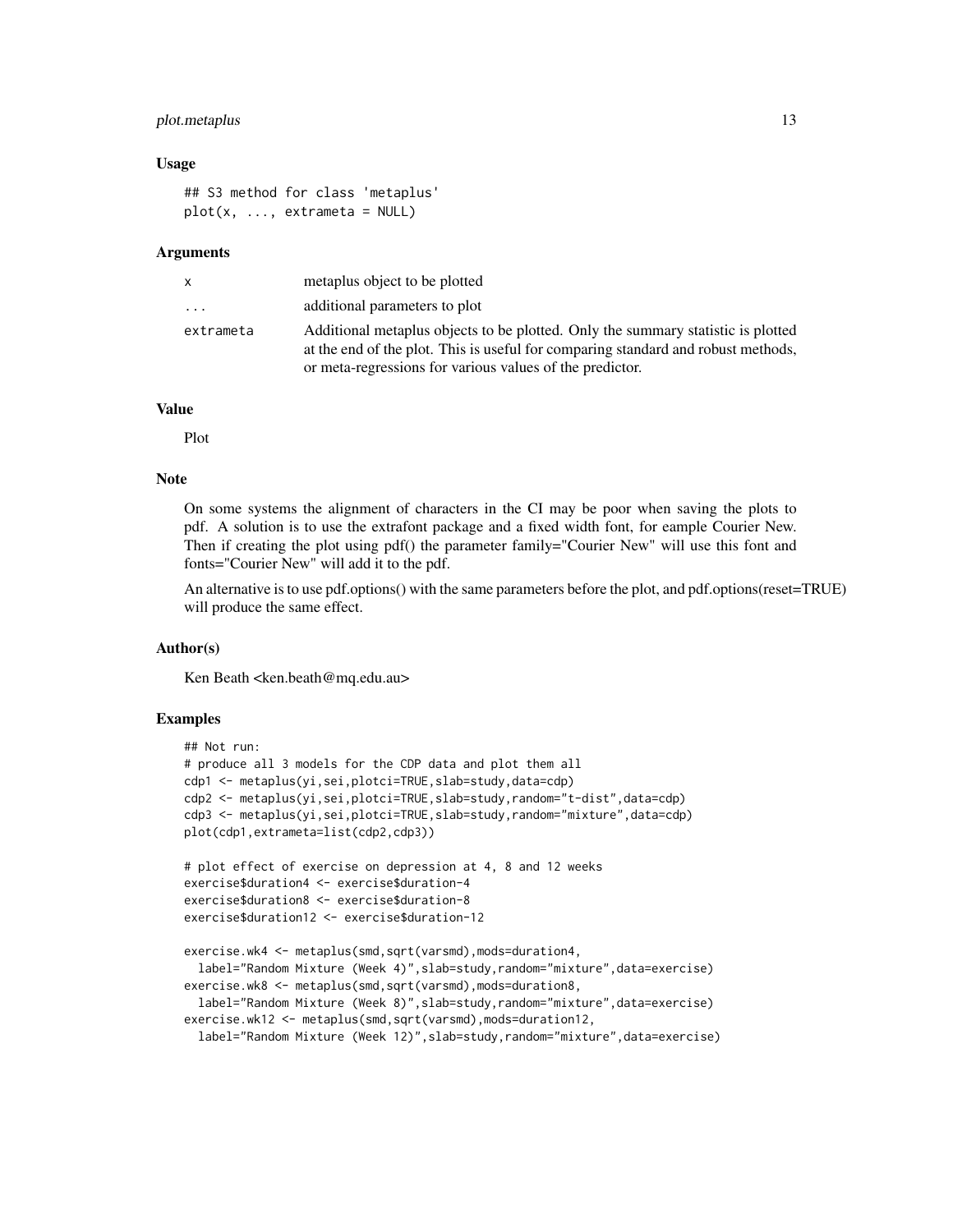### Usage

```
## S3 method for class 'metaplus'
plot(x, ..., extrameta = NULL)
```

### Arguments

| | |
|---|---|
| x | metaplus object to be plotted |
| ... | additional parameters to plot |
| extrameta | Additional metaplus objects to be plotted. Only the summary statistic is plotted at the end of the plot. This is useful for comparing standard and robust methods, or meta-regressions for various values of the predictor. |

### Value

Plot

### Note

On some systems the alignment of characters in the CI may be poor when saving the plots to pdf. A solution is to use the extrafont package and a fixed width font, for eample Courier New. Then if creating the plot using pdf() the parameter family="Courier New" will use this font and fonts="Courier New" will add it to the pdf.

An alternative is to use pdf.options() with the same parameters before the plot, and pdf.options(reset=TRUE) will produce the same effect.

### Author(s)

Ken Beath <ken.beath@mq.edu.au>

### Examples

```
## Not run:
# produce all 3 models for the CDP data and plot them all
cdp1 <- metaplus(yi,sei,plotci=TRUE,slab=study,data=cdp)
cdp2 <- metaplus(yi,sei,plotci=TRUE,slab=study,random="t-dist",data=cdp)
cdp3 <- metaplus(yi,sei,plotci=TRUE,slab=study,random="mixture",data=cdp)
plot(cdp1,extrameta=list(cdp2,cdp3))

# plot effect of exercise on depression at 4, 8 and 12 weeks
exercise$duration4 <- exercise$duration-4
exercise$duration8 <- exercise$duration-8
exercise$duration12 <- exercise$duration-12

exercise.wk4 <- metaplus(smd,sqrt(varsmd),mods=duration4,
  label="Random Mixture (Week 4)",slab=study,random="mixture",data=exercise)
exercise.wk8 <- metaplus(smd,sqrt(varsmd),mods=duration8,
  label="Random Mixture (Week 8)",slab=study,random="mixture",data=exercise)
exercise.wk12 <- metaplus(smd,sqrt(varsmd),mods=duration12,
  label="Random Mixture (Week 12)",slab=study,random="mixture",data=exercise)
```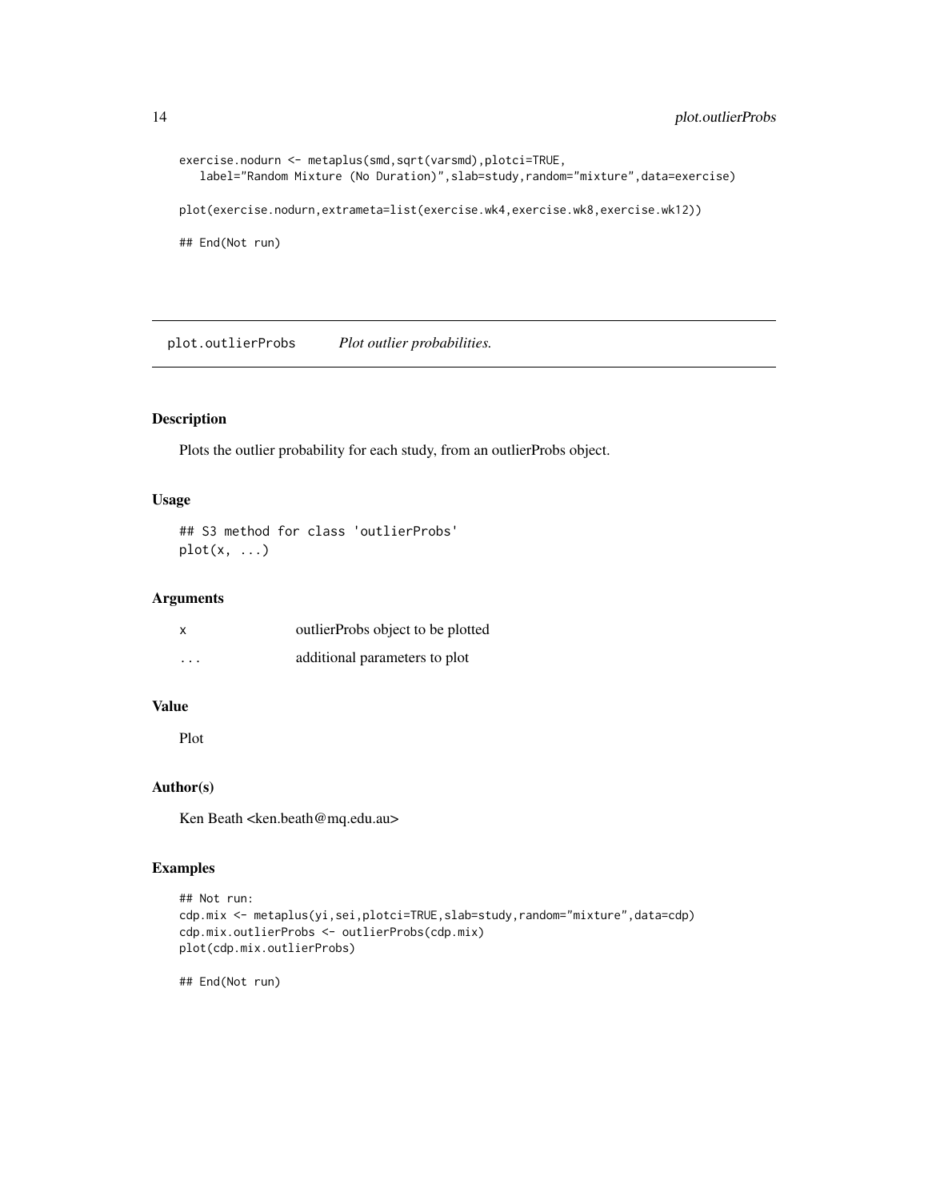```
exercise.nodurn <- metaplus(smd,sqrt(varsmd),plotci=TRUE,
   label="Random Mixture (No Duration)",slab=study,random="mixture",data=exercise)

plot(exercise.nodurn,extrameta=list(exercise.wk4,exercise.wk8,exercise.wk12))

## End(Not run)
```

## plot.outlierProbs *Plot outlier probabilities.*

### Description

Plots the outlier probability for each study, from an outlierProbs object.

### Usage

```
## S3 method for class 'outlierProbs'
plot(x, ...)
```

### Arguments

| | |
|---|---|
| x | outlierProbs object to be plotted |
| ... | additional parameters to plot |

### Value

Plot

### Author(s)

Ken Beath <ken.beath@mq.edu.au>

### Examples

```
## Not run:
cdp.mix <- metaplus(yi,sei,plotci=TRUE,slab=study,random="mixture",data=cdp)
cdp.mix.outlierProbs <- outlierProbs(cdp.mix)
plot(cdp.mix.outlierProbs)

## End(Not run)
```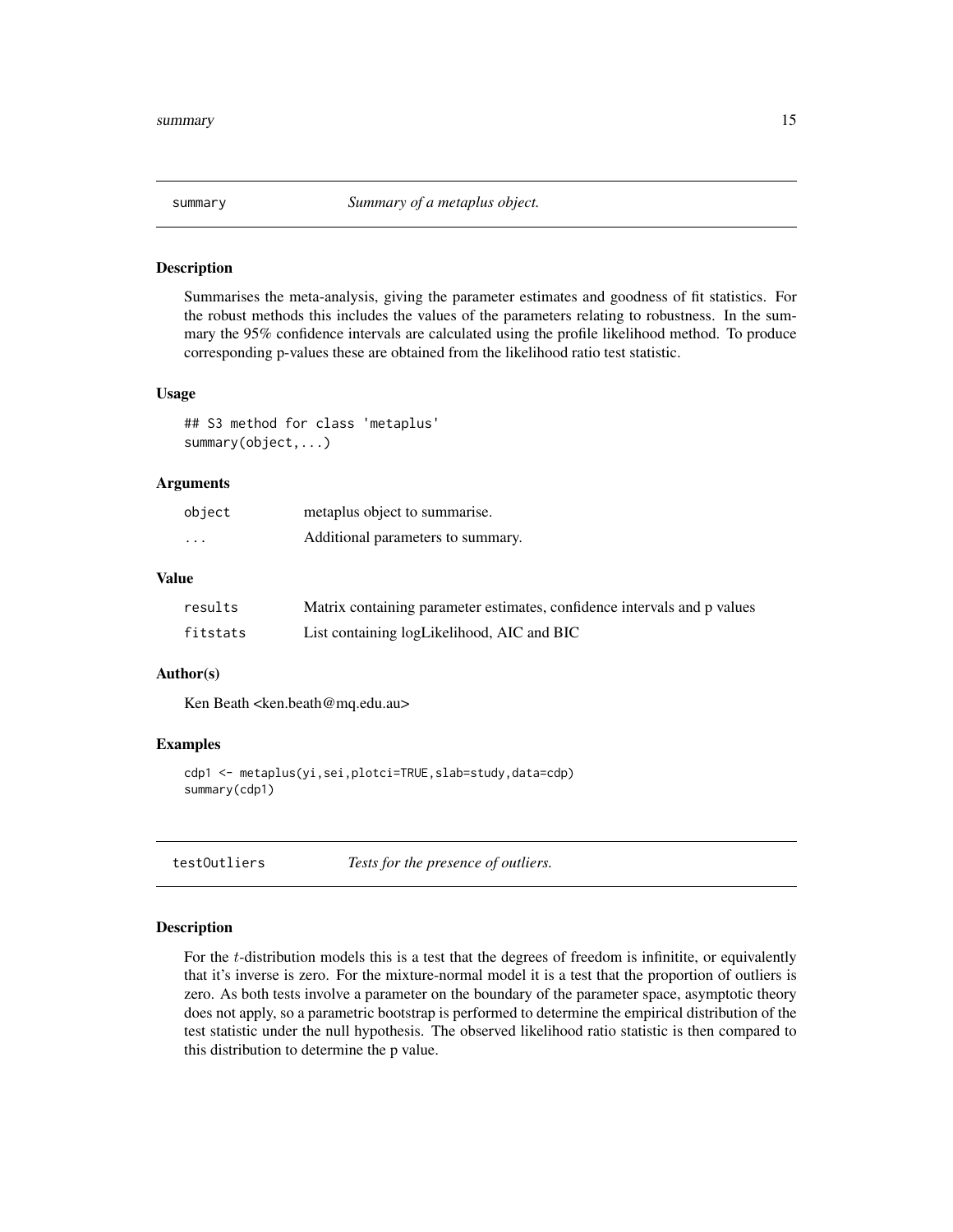## summary — *Summary of a metaplus object.*

### Description

Summarises the meta-analysis, giving the parameter estimates and goodness of fit statistics. For the robust methods this includes the values of the parameters relating to robustness. In the summary the 95% confidence intervals are calculated using the profile likelihood method. To produce corresponding p-values these are obtained from the likelihood ratio test statistic.

### Usage

```
## S3 method for class 'metaplus'
summary(object,...)
```

### Arguments

| | |
|---|---|
| object | metaplus object to summarise. |
| ... | Additional parameters to summary. |

### Value

| | |
|---|---|
| results | Matrix containing parameter estimates, confidence intervals and p values |
| fitstats | List containing logLikelihood, AIC and BIC |

### Author(s)

Ken Beath <ken.beath@mq.edu.au>

### Examples

```
cdp1 <- metaplus(yi,sei,plotci=TRUE,slab=study,data=cdp)
summary(cdp1)
```

## testOutliers — *Tests for the presence of outliers.*

### Description

For the $t$-distribution models this is a test that the degrees of freedom is infinitite, or equivalently that it's inverse is zero. For the mixture-normal model it is a test that the proportion of outliers is zero. As both tests involve a parameter on the boundary of the parameter space, asymptotic theory does not apply, so a parametric bootstrap is performed to determine the empirical distribution of the test statistic under the null hypothesis. The observed likelihood ratio statistic is then compared to this distribution to determine the p value.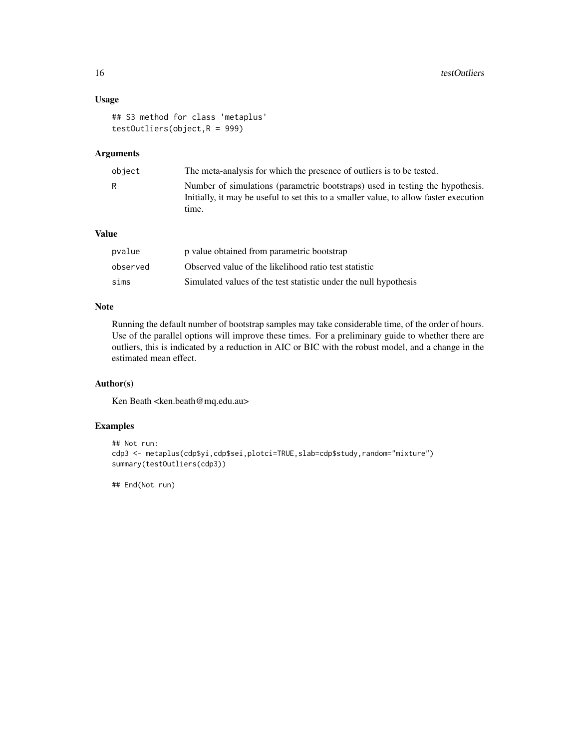### Usage

```
## S3 method for class 'metaplus'
testOutliers(object,R = 999)
```

### Arguments

| | |
|---|---|
| object | The meta-analysis for which the presence of outliers is to be tested. |
| R | Number of simulations (parametric bootstraps) used in testing the hypothesis. Initially, it may be useful to set this to a smaller value, to allow faster execution time. |

### Value

| | |
|---|---|
| pvalue | p value obtained from parametric bootstrap |
| observed | Observed value of the likelihood ratio test statistic |
| sims | Simulated values of the test statistic under the null hypothesis |

### Note

Running the default number of bootstrap samples may take considerable time, of the order of hours. Use of the parallel options will improve these times. For a preliminary guide to whether there are outliers, this is indicated by a reduction in AIC or BIC with the robust model, and a change in the estimated mean effect.

### Author(s)

Ken Beath <ken.beath@mq.edu.au>

### Examples

```
## Not run:
cdp3 <- metaplus(cdp$yi,cdp$sei,plotci=TRUE,slab=cdp$study,random="mixture")
summary(testOutliers(cdp3))

## End(Not run)
```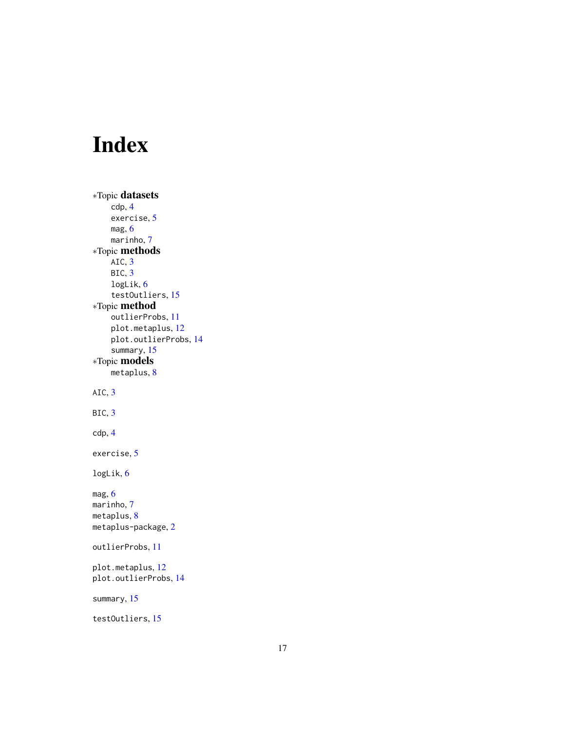# Index

∗Topic **datasets**
  cdp, 4
  exercise, 5
  mag, 6
  marinho, 7
∗Topic **methods**
  AIC, 3
  BIC, 3
  logLik, 6
  testOutliers, 15
∗Topic **method**
  outlierProbs, 11
  plot.metaplus, 12
  plot.outlierProbs, 14
  summary, 15
∗Topic **models**
  metaplus, 8

AIC, 3

BIC, 3

cdp, 4

exercise, 5

logLik, 6

mag, 6
marinho, 7
metaplus, 8
metaplus-package, 2

outlierProbs, 11

plot.metaplus, 12
plot.outlierProbs, 14

summary, 15

testOutliers, 15